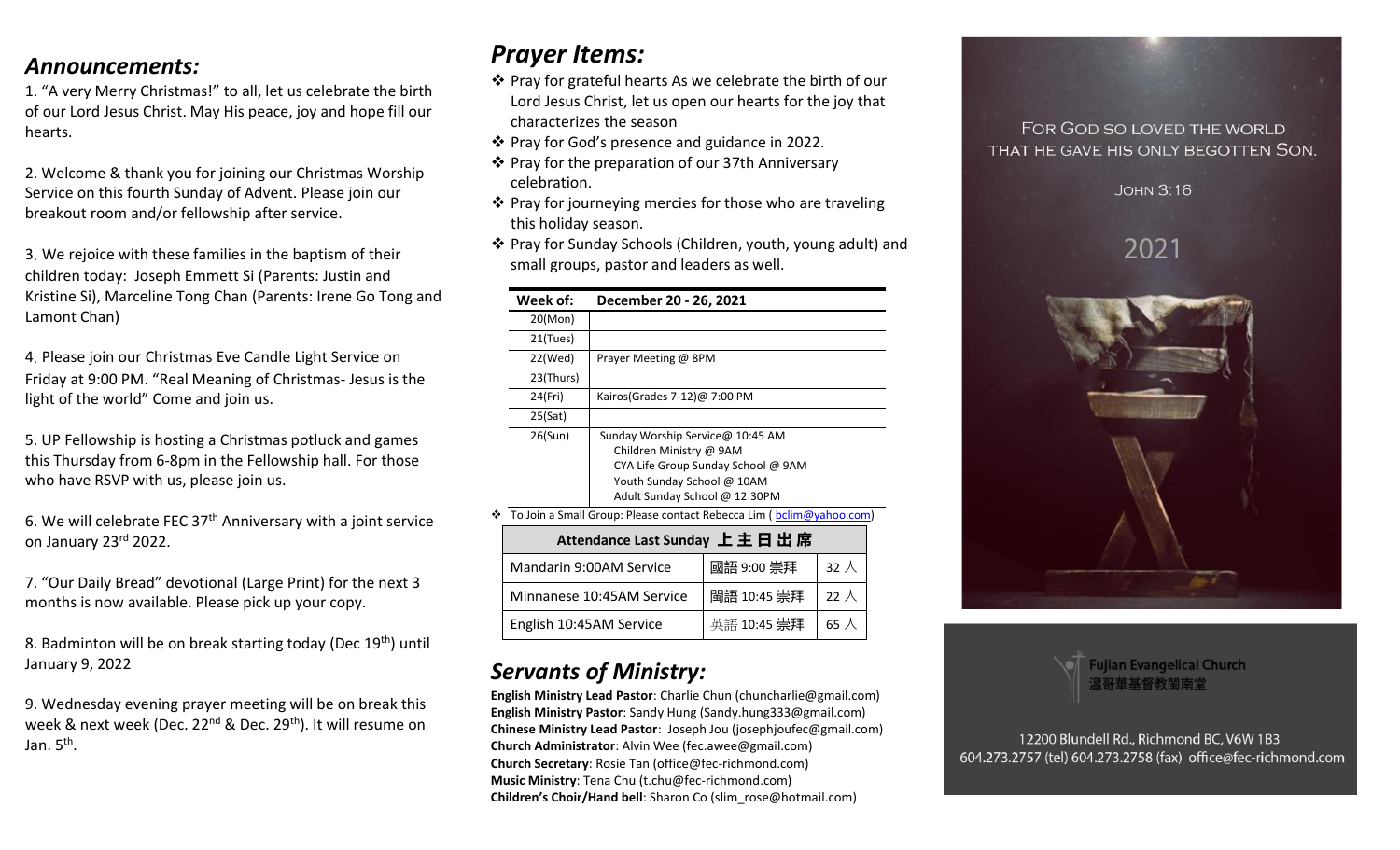## *Announcements:*

1. "A very Merry Christmas!" to all, let us celebrate the birth of our Lord Jesus Christ. May His peace, joy and hope fill our hearts.

2. Welcome & thank you for joining our Christmas Worship Service on this fourth Sunday of Advent. Please join our breakout room and/or fellowship after service.

3. We rejoice with these families in the baptism of their children today: Joseph Emmett Si (Parents: Justin and Kristine Si), Marceline Tong Chan (Parents: Irene Go Tong and Lamont Chan)

4. Please join our Christmas Eve Candle Light Service on Friday at 9:00 PM. "Real Meaning of Christmas- Jesus is the light of the world" Come and join us.

5. UP Fellowship is hosting a Christmas potluck and games this Thursday from 6-8pm in the Fellowship hall. For those who have RSVP with us, please join us.

6. We will celebrate FEC 37th Anniversary with a joint service on January 23rd 2022.

7. "Our Daily Bread" devotional (Large Print) for the next 3 months is now available. Please pick up your copy.

8. Badminton will be on break starting today (Dec 19th) until January 9, 2022

9. Wednesday evening prayer meeting will be on break this week & next week (Dec. 22nd & Dec. 29th). It will resume on Jan. 5th.

## *Prayer Items:*

- Pray for grateful hearts As we celebrate the birth of our Lord Jesus Christ, let us open our hearts for the joy that characterizes the season
- Pray for God's presence and guidance in 2022.
- Pray for the preparation of our 37th Anniversary celebration.
- Pray for journeying mercies for those who are traveling this holiday season.
- Pray for Sunday Schools (Children, youth, young adult) and small groups, pastor and leaders as well.

| Week of: | December 20 - 26, 2021 |
|---|---|
| 20(Mon) | |
| 21(Tues) | |
| 22(Wed) | Prayer Meeting @ 8PM |
| 23(Thurs) | |
| 24(Fri) | Kairos(Grades 7-12)@ 7:00 PM |
| 25(Sat) | |
| 26(Sun) | Sunday Worship Service@ 10:45 AM<br>Children Ministry @ 9AM<br>CYA Life Group Sunday School @ 9AM<br>Youth Sunday School @ 10AM<br>Adult Sunday School @ 12:30PM |

- To Join a Small Group: Please contact Rebecca Lim ( bclim@yahoo.com)

| Attendance Last Sunday 上 主 日 出 席 | | |
|---|---|---|
| Mandarin 9:00AM Service | 國語 9:00 崇拜 | 32 人 |
| Minnanese 10:45AM Service | 閩語 10:45 崇拜 | 22 人 |
| English 10:45AM Service | 英語 10:45 崇拜 | 65 人 |

## *Servants of Ministry:*

**English Ministry Lead Pastor**: Charlie Chun (chuncharlie@gmail.com)
**English Ministry Pastor**: Sandy Hung (Sandy.hung333@gmail.com)
**Chinese Ministry Lead Pastor**: Joseph Jou (josephjoufec@gmail.com)
**Church Administrator**: Alvin Wee (fec.awee@gmail.com)
**Church Secretary**: Rosie Tan (office@fec-richmond.com)
**Music Ministry**: Tena Chu (t.chu@fec-richmond.com)
**Children's Choir/Hand bell**: Sharon Co (slim_rose@hotmail.com)

FOR GOD SO LOVED THE WORLD THAT HE GAVE HIS ONLY BEGOTTEN SON.

JOHN 3:16

2021

**Fujian Evangelical Church**
溫哥華基督教閩南堂

12200 Blundell Rd., Richmond BC, V6W 1B3
604.273.2757 (tel) 604.273.2758 (fax) office@fec-richmond.com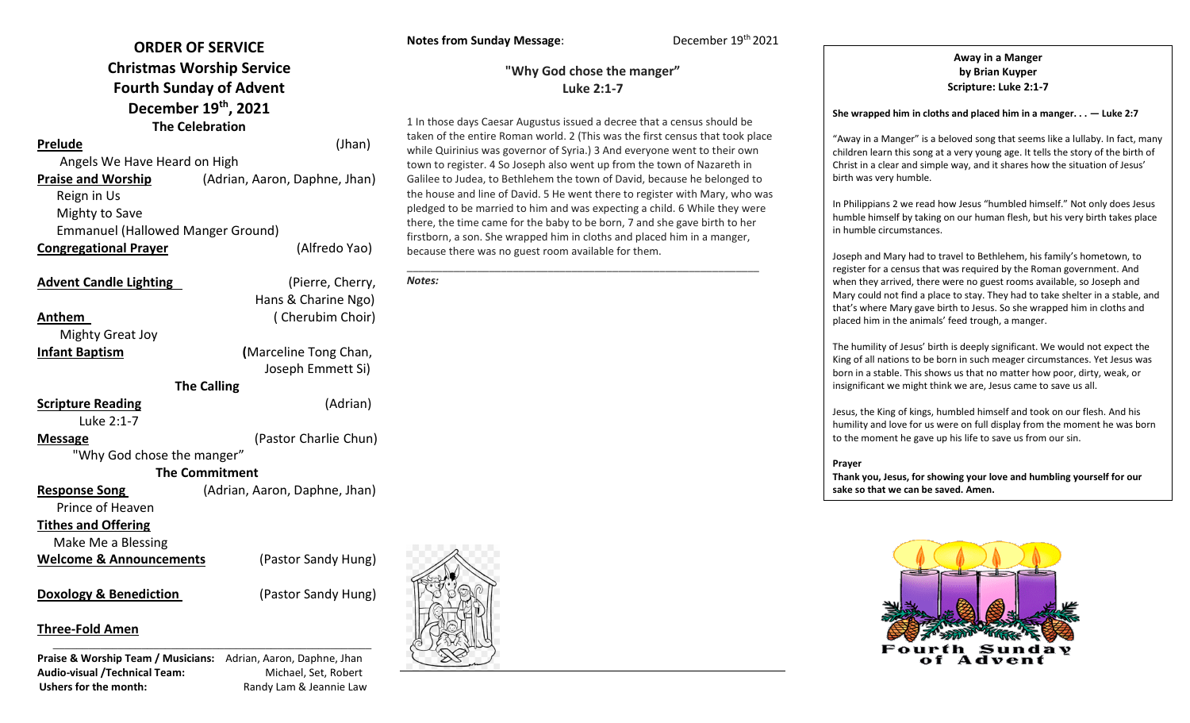# ORDER OF SERVICE
## Christmas Worship Service
## Fourth Sunday of Advent
## December 19th, 2021

### The Celebration

**Prelude** (Jhan)
Angels We Have Heard on High

**Praise and Worship** (Adrian, Aaron, Daphne, Jhan)
Reign in Us
Mighty to Save
Emmanuel (Hallowed Manger Ground)

**Congregational Prayer** (Alfredo Yao)

**Advent Candle Lighting** (Pierre, Cherry, Hans & Charine Ngo)

**Anthem** ( Cherubim Choir)
Mighty Great Joy

**Infant Baptism** (Marceline Tong Chan, Joseph Emmett Si)

### The Calling

**Scripture Reading** (Adrian)
Luke 2:1-7

**Message** (Pastor Charlie Chun)
"Why God chose the manger"

### The Commitment

**Response Song** (Adrian, Aaron, Daphne, Jhan)
Prince of Heaven

**Tithes and Offering**
Make Me a Blessing

**Welcome & Announcements** (Pastor Sandy Hung)

**Doxology & Benediction** (Pastor Sandy Hung)

**Three-Fold Amen**

---

**Praise & Worship Team / Musicians:** Adrian, Aaron, Daphne, Jhan
**Audio-visual /Technical Team:** Michael, Set, Robert
**Ushers for the month:** Randy Lam & Jeannie Law

---

**Notes from Sunday Message**: December 19th 2021

### "Why God chose the manger"
### Luke 2:1-7

1 In those days Caesar Augustus issued a decree that a census should be taken of the entire Roman world. 2 (This was the first census that took place while Quirinius was governor of Syria.) 3 And everyone went to their own town to register. 4 So Joseph also went up from the town of Nazareth in Galilee to Judea, to Bethlehem the town of David, because he belonged to the house and line of David. 5 He went there to register with Mary, who was pledged to be married to him and was expecting a child. 6 While they were there, the time came for the baby to be born, 7 and she gave birth to her firstborn, a son. She wrapped him in cloths and placed him in a manger, because there was no guest room available for them.

***Notes:***

---

**Away in a Manger**
**by Brian Kuyper**
**Scripture: Luke 2:1-7**

**She wrapped him in cloths and placed him in a manger. . . — Luke 2:7**

"Away in a Manger" is a beloved song that seems like a lullaby. In fact, many children learn this song at a very young age. It tells the story of the birth of Christ in a clear and simple way, and it shares how the situation of Jesus' birth was very humble.

In Philippians 2 we read how Jesus "humbled himself." Not only does Jesus humble himself by taking on our human flesh, but his very birth takes place in humble circumstances.

Joseph and Mary had to travel to Bethlehem, his family's hometown, to register for a census that was required by the Roman government. And when they arrived, there were no guest rooms available, so Joseph and Mary could not find a place to stay. They had to take shelter in a stable, and that's where Mary gave birth to Jesus. So she wrapped him in cloths and placed him in the animals' feed trough, a manger.

The humility of Jesus' birth is deeply significant. We would not expect the King of all nations to be born in such meager circumstances. Yet Jesus was born in a stable. This shows us that no matter how poor, dirty, weak, or insignificant we might think we are, Jesus came to save us all.

Jesus, the King of kings, humbled himself and took on our flesh. And his humility and love for us were on full display from the moment he was born to the moment he gave up his life to save us from our sin.

**Prayer**
**Thank you, Jesus, for showing your love and humbling yourself for our sake so that we can be saved. Amen.**

Fourth Sunday of Advent